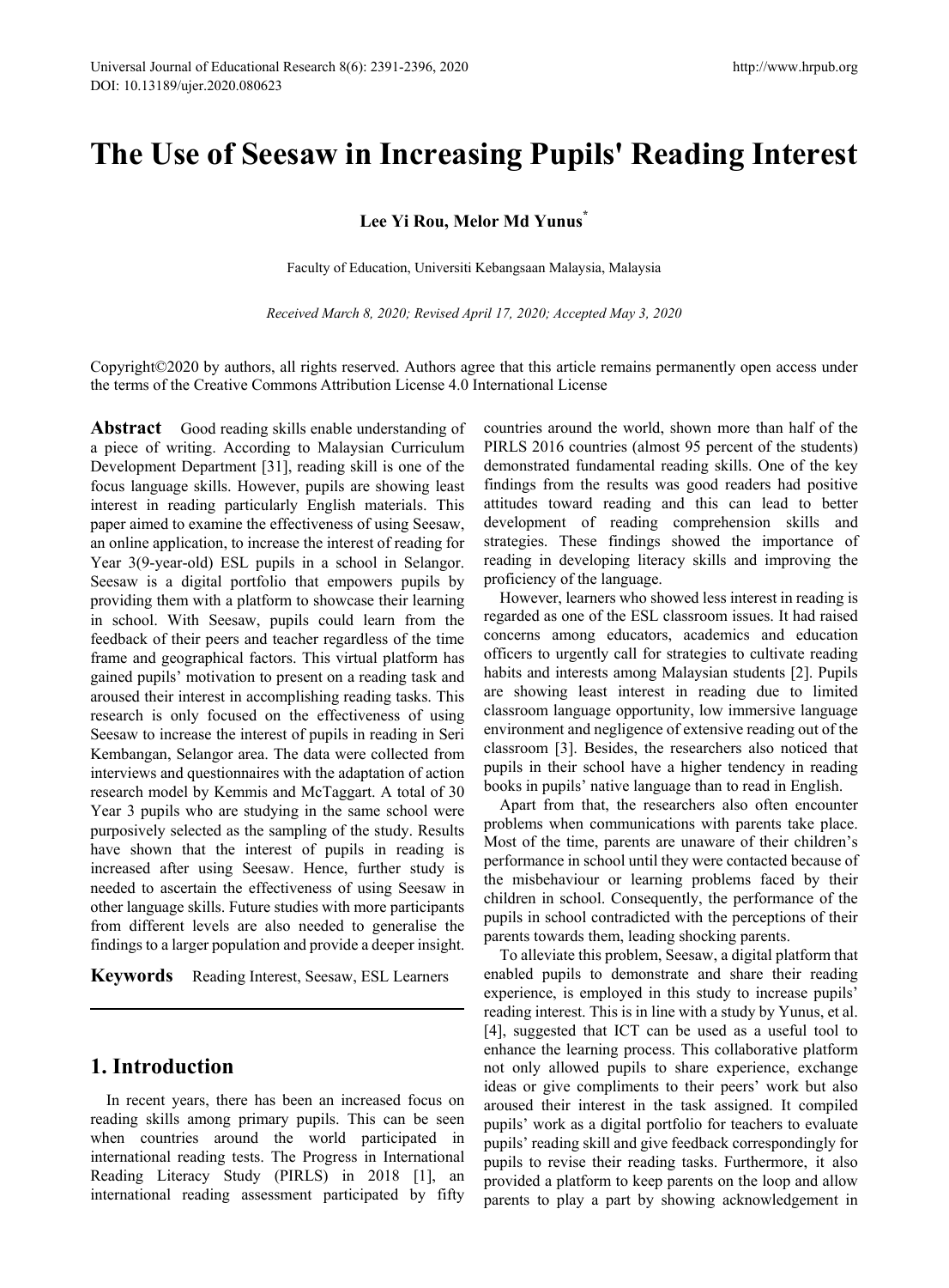# The Use of Seesaw in Increasing Pupils' Reading Interest

**Lee Yi Rou, Melor Md Yunus***

Faculty of Education, Universiti Kebangsaan Malaysia, Malaysia

*Received March 8, 2020; Revised April 17, 2020; Accepted May 3, 2020*

Copyright©2020 by authors, all rights reserved. Authors agree that this article remains permanently open access under the terms of the Creative Commons Attribution License 4.0 International License

**Abstract** Good reading skills enable understanding of a piece of writing. According to Malaysian Curriculum Development Department [31], reading skill is one of the focus language skills. However, pupils are showing least interest in reading particularly English materials. This paper aimed to examine the effectiveness of using Seesaw, an online application, to increase the interest of reading for Year 3(9-year-old) ESL pupils in a school in Selangor. Seesaw is a digital portfolio that empowers pupils by providing them with a platform to showcase their learning in school. With Seesaw, pupils could learn from the feedback of their peers and teacher regardless of the time frame and geographical factors. This virtual platform has gained pupils' motivation to present on a reading task and aroused their interest in accomplishing reading tasks. This research is only focused on the effectiveness of using Seesaw to increase the interest of pupils in reading in Seri Kembangan, Selangor area. The data were collected from interviews and questionnaires with the adaptation of action research model by Kemmis and McTaggart. A total of 30 Year 3 pupils who are studying in the same school were purposively selected as the sampling of the study. Results have shown that the interest of pupils in reading is increased after using Seesaw. Hence, further study is needed to ascertain the effectiveness of using Seesaw in other language skills. Future studies with more participants from different levels are also needed to generalise the findings to a larger population and provide a deeper insight.

**Keywords** Reading Interest, Seesaw, ESL Learners

## 1. Introduction

In recent years, there has been an increased focus on reading skills among primary pupils. This can be seen when countries around the world participated in international reading tests. The Progress in International Reading Literacy Study (PIRLS) in 2018 [1], an international reading assessment participated by fifty countries around the world, shown more than half of the PIRLS 2016 countries (almost 95 percent of the students) demonstrated fundamental reading skills. One of the key findings from the results was good readers had positive attitudes toward reading and this can lead to better development of reading comprehension skills and strategies. These findings showed the importance of reading in developing literacy skills and improving the proficiency of the language.

However, learners who showed less interest in reading is regarded as one of the ESL classroom issues. It had raised concerns among educators, academics and education officers to urgently call for strategies to cultivate reading habits and interests among Malaysian students [2]. Pupils are showing least interest in reading due to limited classroom language opportunity, low immersive language environment and negligence of extensive reading out of the classroom [3]. Besides, the researchers also noticed that pupils in their school have a higher tendency in reading books in pupils' native language than to read in English.

Apart from that, the researchers also often encounter problems when communications with parents take place. Most of the time, parents are unaware of their children's performance in school until they were contacted because of the misbehaviour or learning problems faced by their children in school. Consequently, the performance of the pupils in school contradicted with the perceptions of their parents towards them, leading shocking parents.

To alleviate this problem, Seesaw, a digital platform that enabled pupils to demonstrate and share their reading experience, is employed in this study to increase pupils' reading interest. This is in line with a study by Yunus, et al. [4], suggested that ICT can be used as a useful tool to enhance the learning process. This collaborative platform not only allowed pupils to share experience, exchange ideas or give compliments to their peers' work but also aroused their interest in the task assigned. It compiled pupils' work as a digital portfolio for teachers to evaluate pupils' reading skill and give feedback correspondingly for pupils to revise their reading tasks. Furthermore, it also provided a platform to keep parents on the loop and allow parents to play a part by showing acknowledgement in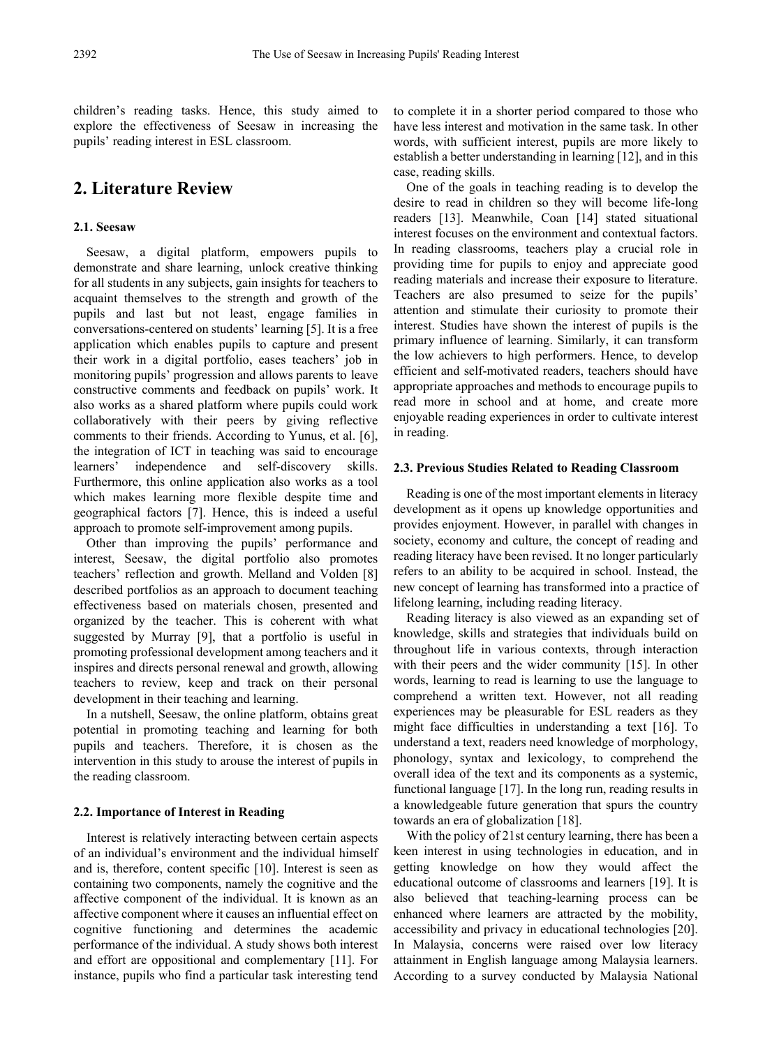children's reading tasks. Hence, this study aimed to explore the effectiveness of Seesaw in increasing the pupils' reading interest in ESL classroom.

## 2. Literature Review

### 2.1. Seesaw

Seesaw, a digital platform, empowers pupils to demonstrate and share learning, unlock creative thinking for all students in any subjects, gain insights for teachers to acquaint themselves to the strength and growth of the pupils and last but not least, engage families in conversations-centered on students' learning [5]. It is a free application which enables pupils to capture and present their work in a digital portfolio, eases teachers' job in monitoring pupils' progression and allows parents to leave constructive comments and feedback on pupils' work. It also works as a shared platform where pupils could work collaboratively with their peers by giving reflective comments to their friends. According to Yunus, et al. [6], the integration of ICT in teaching was said to encourage learners' independence and self-discovery skills. Furthermore, this online application also works as a tool which makes learning more flexible despite time and geographical factors [7]. Hence, this is indeed a useful approach to promote self-improvement among pupils.

Other than improving the pupils' performance and interest, Seesaw, the digital portfolio also promotes teachers' reflection and growth. Melland and Volden [8] described portfolios as an approach to document teaching effectiveness based on materials chosen, presented and organized by the teacher. This is coherent with what suggested by Murray [9], that a portfolio is useful in promoting professional development among teachers and it inspires and directs personal renewal and growth, allowing teachers to review, keep and track on their personal development in their teaching and learning.

In a nutshell, Seesaw, the online platform, obtains great potential in promoting teaching and learning for both pupils and teachers. Therefore, it is chosen as the intervention in this study to arouse the interest of pupils in the reading classroom.

### 2.2. Importance of Interest in Reading

Interest is relatively interacting between certain aspects of an individual's environment and the individual himself and is, therefore, content specific [10]. Interest is seen as containing two components, namely the cognitive and the affective component of the individual. It is known as an affective component where it causes an influential effect on cognitive functioning and determines the academic performance of the individual. A study shows both interest and effort are oppositional and complementary [11]. For instance, pupils who find a particular task interesting tend to complete it in a shorter period compared to those who have less interest and motivation in the same task. In other words, with sufficient interest, pupils are more likely to establish a better understanding in learning [12], and in this case, reading skills.

One of the goals in teaching reading is to develop the desire to read in children so they will become life-long readers [13]. Meanwhile, Coan [14] stated situational interest focuses on the environment and contextual factors. In reading classrooms, teachers play a crucial role in providing time for pupils to enjoy and appreciate good reading materials and increase their exposure to literature. Teachers are also presumed to seize for the pupils' attention and stimulate their curiosity to promote their interest. Studies have shown the interest of pupils is the primary influence of learning. Similarly, it can transform the low achievers to high performers. Hence, to develop efficient and self-motivated readers, teachers should have appropriate approaches and methods to encourage pupils to read more in school and at home, and create more enjoyable reading experiences in order to cultivate interest in reading.

### 2.3. Previous Studies Related to Reading Classroom

Reading is one of the most important elements in literacy development as it opens up knowledge opportunities and provides enjoyment. However, in parallel with changes in society, economy and culture, the concept of reading and reading literacy have been revised. It no longer particularly refers to an ability to be acquired in school. Instead, the new concept of learning has transformed into a practice of lifelong learning, including reading literacy.

Reading literacy is also viewed as an expanding set of knowledge, skills and strategies that individuals build on throughout life in various contexts, through interaction with their peers and the wider community [15]. In other words, learning to read is learning to use the language to comprehend a written text. However, not all reading experiences may be pleasurable for ESL readers as they might face difficulties in understanding a text [16]. To understand a text, readers need knowledge of morphology, phonology, syntax and lexicology, to comprehend the overall idea of the text and its components as a systemic, functional language [17]. In the long run, reading results in a knowledgeable future generation that spurs the country towards an era of globalization [18].

With the policy of 21st century learning, there has been a keen interest in using technologies in education, and in getting knowledge on how they would affect the educational outcome of classrooms and learners [19]. It is also believed that teaching-learning process can be enhanced where learners are attracted by the mobility, accessibility and privacy in educational technologies [20]. In Malaysia, concerns were raised over low literacy attainment in English language among Malaysia learners. According to a survey conducted by Malaysia National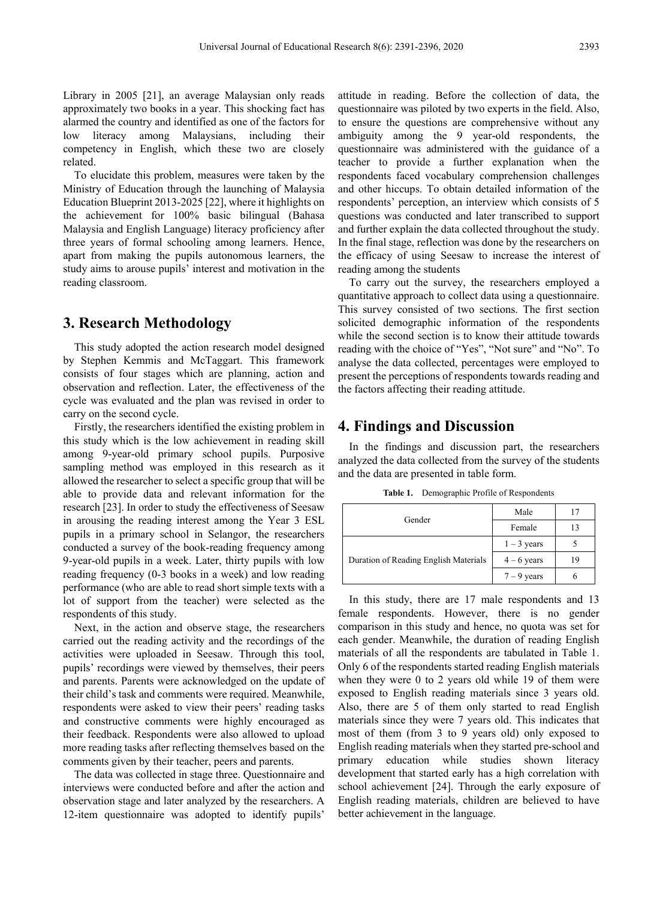Library in 2005 [21], an average Malaysian only reads approximately two books in a year. This shocking fact has alarmed the country and identified as one of the factors for low literacy among Malaysians, including their competency in English, which these two are closely related.

To elucidate this problem, measures were taken by the Ministry of Education through the launching of Malaysia Education Blueprint 2013-2025 [22], where it highlights on the achievement for 100% basic bilingual (Bahasa Malaysia and English Language) literacy proficiency after three years of formal schooling among learners. Hence, apart from making the pupils autonomous learners, the study aims to arouse pupils' interest and motivation in the reading classroom.

## 3. Research Methodology

This study adopted the action research model designed by Stephen Kemmis and McTaggart. This framework consists of four stages which are planning, action and observation and reflection. Later, the effectiveness of the cycle was evaluated and the plan was revised in order to carry on the second cycle.

Firstly, the researchers identified the existing problem in this study which is the low achievement in reading skill among 9-year-old primary school pupils. Purposive sampling method was employed in this research as it allowed the researcher to select a specific group that will be able to provide data and relevant information for the research [23]. In order to study the effectiveness of Seesaw in arousing the reading interest among the Year 3 ESL pupils in a primary school in Selangor, the researchers conducted a survey of the book-reading frequency among 9-year-old pupils in a week. Later, thirty pupils with low reading frequency (0-3 books in a week) and low reading performance (who are able to read short simple texts with a lot of support from the teacher) were selected as the respondents of this study.

Next, in the action and observe stage, the researchers carried out the reading activity and the recordings of the activities were uploaded in Seesaw. Through this tool, pupils' recordings were viewed by themselves, their peers and parents. Parents were acknowledged on the update of their child's task and comments were required. Meanwhile, respondents were asked to view their peers' reading tasks and constructive comments were highly encouraged as their feedback. Respondents were also allowed to upload more reading tasks after reflecting themselves based on the comments given by their teacher, peers and parents.

The data was collected in stage three. Questionnaire and interviews were conducted before and after the action and observation stage and later analyzed by the researchers. A 12-item questionnaire was adopted to identify pupils' attitude in reading. Before the collection of data, the questionnaire was piloted by two experts in the field. Also, to ensure the questions are comprehensive without any ambiguity among the 9 year-old respondents, the questionnaire was administered with the guidance of a teacher to provide a further explanation when the respondents faced vocabulary comprehension challenges and other hiccups. To obtain detailed information of the respondents' perception, an interview which consists of 5 questions was conducted and later transcribed to support and further explain the data collected throughout the study. In the final stage, reflection was done by the researchers on the efficacy of using Seesaw to increase the interest of reading among the students

To carry out the survey, the researchers employed a quantitative approach to collect data using a questionnaire. This survey consisted of two sections. The first section solicited demographic information of the respondents while the second section is to know their attitude towards reading with the choice of "Yes", "Not sure" and "No". To analyse the data collected, percentages were employed to present the perceptions of respondents towards reading and the factors affecting their reading attitude.

## 4. Findings and Discussion

In the findings and discussion part, the researchers analyzed the data collected from the survey of the students and the data are presented in table form.

**Table 1.** Demographic Profile of Respondents

| | | |
|---|---|---|
| Gender | Male | 17 |
| | Female | 13 |
| Duration of Reading English Materials | 1 – 3 years | 5 |
| | 4 – 6 years | 19 |
| | 7 – 9 years | 6 |

In this study, there are 17 male respondents and 13 female respondents. However, there is no gender comparison in this study and hence, no quota was set for each gender. Meanwhile, the duration of reading English materials of all the respondents are tabulated in Table 1. Only 6 of the respondents started reading English materials when they were 0 to 2 years old while 19 of them were exposed to English reading materials since 3 years old. Also, there are 5 of them only started to read English materials since they were 7 years old. This indicates that most of them (from 3 to 9 years old) only exposed to English reading materials when they started pre-school and primary education while studies shown literacy development that started early has a high correlation with school achievement [24]. Through the early exposure of English reading materials, children are believed to have better achievement in the language.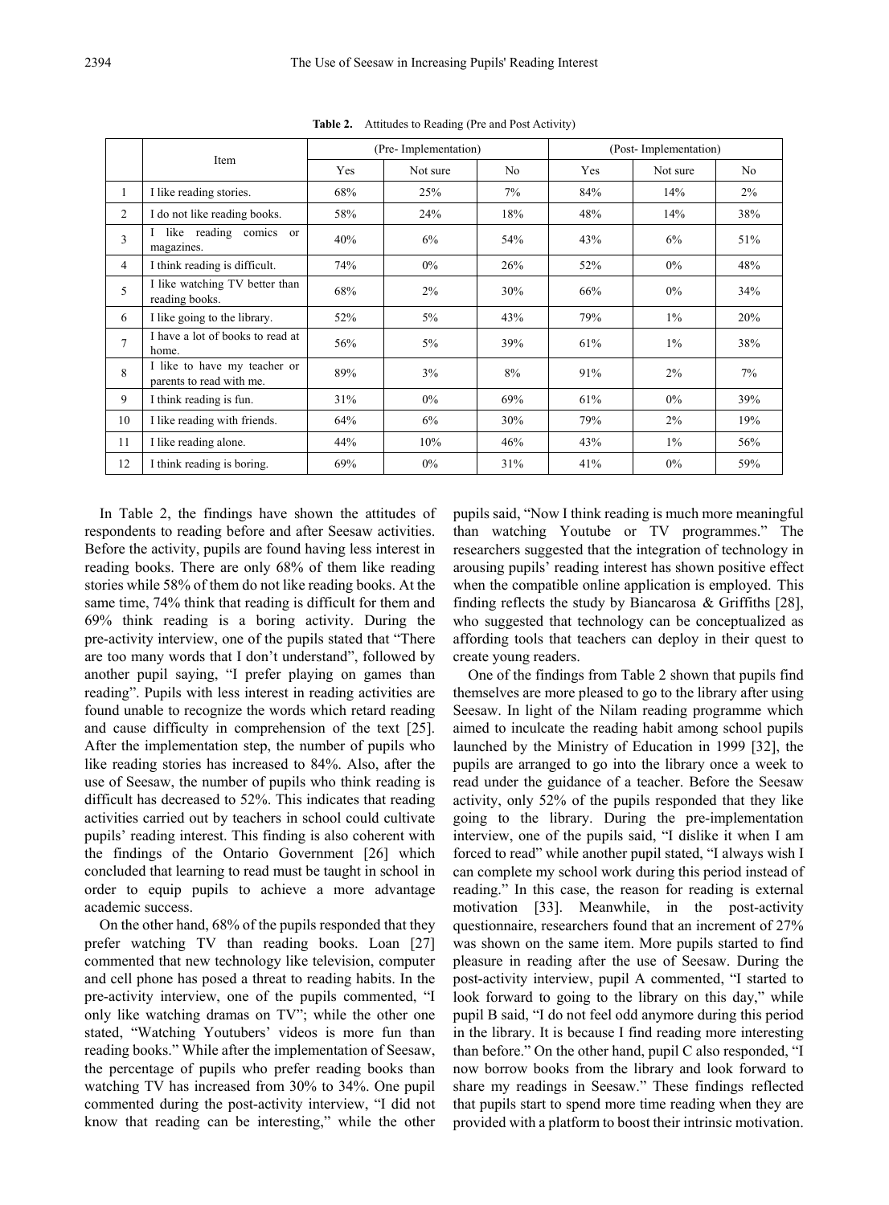**Table 2.** Attitudes to Reading (Pre and Post Activity)

| | Item | (Pre- Implementation) | | | (Post- Implementation) | | |
|---|---|---|---|---|---|---|---|
| | | Yes | Not sure | No | Yes | Not sure | No |
| 1 | I like reading stories. | 68% | 25% | 7% | 84% | 14% | 2% |
| 2 | I do not like reading books. | 58% | 24% | 18% | 48% | 14% | 38% |
| 3 | I like reading comics or magazines. | 40% | 6% | 54% | 43% | 6% | 51% |
| 4 | I think reading is difficult. | 74% | 0% | 26% | 52% | 0% | 48% |
| 5 | I like watching TV better than reading books. | 68% | 2% | 30% | 66% | 0% | 34% |
| 6 | I like going to the library. | 52% | 5% | 43% | 79% | 1% | 20% |
| 7 | I have a lot of books to read at home. | 56% | 5% | 39% | 61% | 1% | 38% |
| 8 | I like to have my teacher or parents to read with me. | 89% | 3% | 8% | 91% | 2% | 7% |
| 9 | I think reading is fun. | 31% | 0% | 69% | 61% | 0% | 39% |
| 10 | I like reading with friends. | 64% | 6% | 30% | 79% | 2% | 19% |
| 11 | I like reading alone. | 44% | 10% | 46% | 43% | 1% | 56% |
| 12 | I think reading is boring. | 69% | 0% | 31% | 41% | 0% | 59% |

In Table 2, the findings have shown the attitudes of respondents to reading before and after Seesaw activities. Before the activity, pupils are found having less interest in reading books. There are only 68% of them like reading stories while 58% of them do not like reading books. At the same time, 74% think that reading is difficult for them and 69% think reading is a boring activity. During the pre-activity interview, one of the pupils stated that "There are too many words that I don't understand", followed by another pupil saying, "I prefer playing on games than reading". Pupils with less interest in reading activities are found unable to recognize the words which retard reading and cause difficulty in comprehension of the text [25]. After the implementation step, the number of pupils who like reading stories has increased to 84%. Also, after the use of Seesaw, the number of pupils who think reading is difficult has decreased to 52%. This indicates that reading activities carried out by teachers in school could cultivate pupils' reading interest. This finding is also coherent with the findings of the Ontario Government [26] which concluded that learning to read must be taught in school in order to equip pupils to achieve a more advantage academic success.

On the other hand, 68% of the pupils responded that they prefer watching TV than reading books. Loan [27] commented that new technology like television, computer and cell phone has posed a threat to reading habits. In the pre-activity interview, one of the pupils commented, "I only like watching dramas on TV"; while the other one stated, "Watching Youtubers' videos is more fun than reading books." While after the implementation of Seesaw, the percentage of pupils who prefer reading books than watching TV has increased from 30% to 34%. One pupil commented during the post-activity interview, "I did not know that reading can be interesting," while the other pupils said, "Now I think reading is much more meaningful than watching Youtube or TV programmes." The researchers suggested that the integration of technology in arousing pupils' reading interest has shown positive effect when the compatible online application is employed. This finding reflects the study by Biancarosa & Griffiths [28], who suggested that technology can be conceptualized as affording tools that teachers can deploy in their quest to create young readers.

One of the findings from Table 2 shown that pupils find themselves are more pleased to go to the library after using Seesaw. In light of the Nilam reading programme which aimed to inculcate the reading habit among school pupils launched by the Ministry of Education in 1999 [32], the pupils are arranged to go into the library once a week to read under the guidance of a teacher. Before the Seesaw activity, only 52% of the pupils responded that they like going to the library. During the pre-implementation interview, one of the pupils said, "I dislike it when I am forced to read" while another pupil stated, "I always wish I can complete my school work during this period instead of reading." In this case, the reason for reading is external motivation [33]. Meanwhile, in the post-activity questionnaire, researchers found that an increment of 27% was shown on the same item. More pupils started to find pleasure in reading after the use of Seesaw. During the post-activity interview, pupil A commented, "I started to look forward to going to the library on this day," while pupil B said, "I do not feel odd anymore during this period in the library. It is because I find reading more interesting than before." On the other hand, pupil C also responded, "I now borrow books from the library and look forward to share my readings in Seesaw." These findings reflected that pupils start to spend more time reading when they are provided with a platform to boost their intrinsic motivation.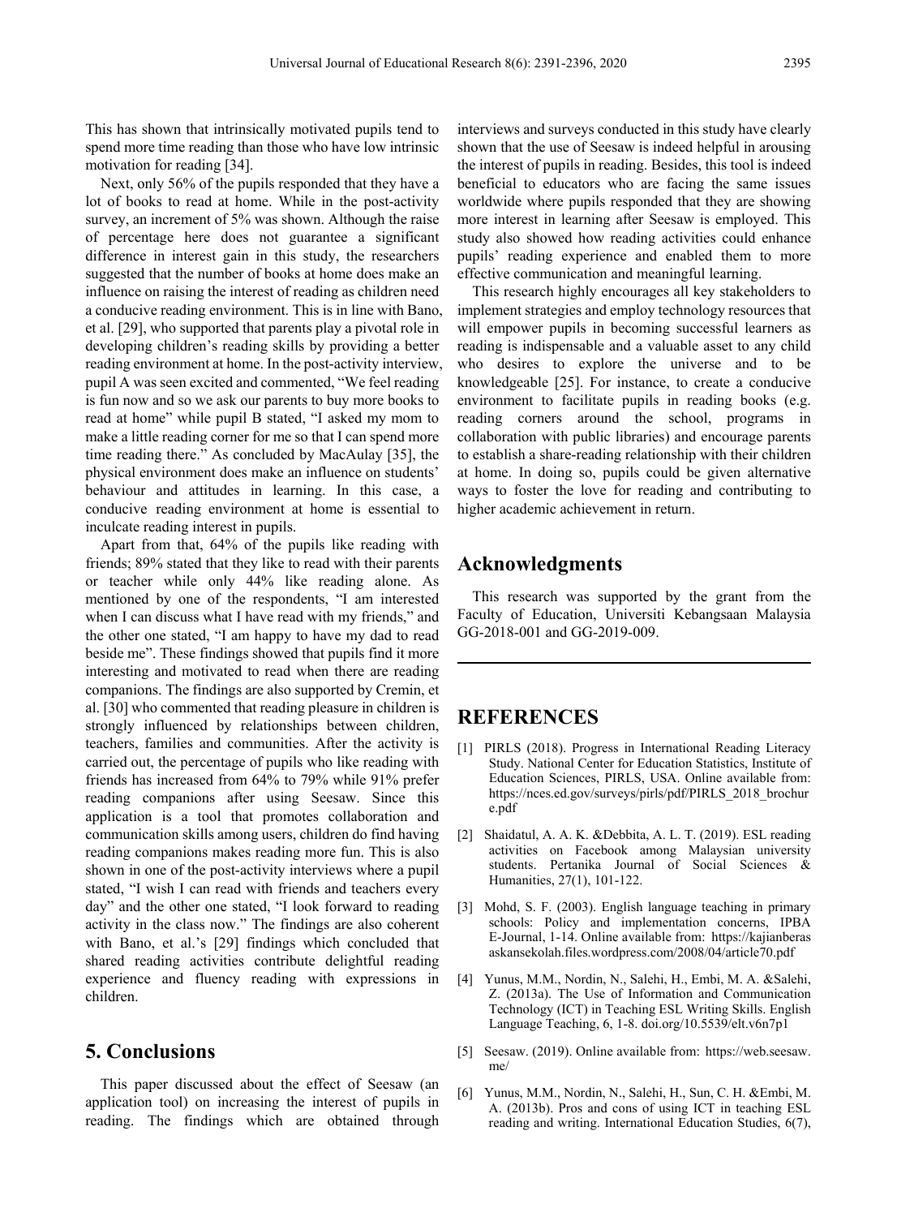This has shown that intrinsically motivated pupils tend to spend more time reading than those who have low intrinsic motivation for reading [34].

Next, only 56% of the pupils responded that they have a lot of books to read at home. While in the post-activity survey, an increment of 5% was shown. Although the raise of percentage here does not guarantee a significant difference in interest gain in this study, the researchers suggested that the number of books at home does make an influence on raising the interest of reading as children need a conducive reading environment. This is in line with Bano, et al. [29], who supported that parents play a pivotal role in developing children's reading skills by providing a better reading environment at home. In the post-activity interview, pupil A was seen excited and commented, "We feel reading is fun now and so we ask our parents to buy more books to read at home" while pupil B stated, "I asked my mom to make a little reading corner for me so that I can spend more time reading there." As concluded by MacAulay [35], the physical environment does make an influence on students' behaviour and attitudes in learning. In this case, a conducive reading environment at home is essential to inculcate reading interest in pupils.

Apart from that, 64% of the pupils like reading with friends; 89% stated that they like to read with their parents or teacher while only 44% like reading alone. As mentioned by one of the respondents, "I am interested when I can discuss what I have read with my friends," and the other one stated, "I am happy to have my dad to read beside me". These findings showed that pupils find it more interesting and motivated to read when there are reading companions. The findings are also supported by Cremin, et al. [30] who commented that reading pleasure in children is strongly influenced by relationships between children, teachers, families and communities. After the activity is carried out, the percentage of pupils who like reading with friends has increased from 64% to 79% while 91% prefer reading companions after using Seesaw. Since this application is a tool that promotes collaboration and communication skills among users, children do find having reading companions makes reading more fun. This is also shown in one of the post-activity interviews where a pupil stated, "I wish I can read with friends and teachers every day" and the other one stated, "I look forward to reading activity in the class now." The findings are also coherent with Bano, et al.'s [29] findings which concluded that shared reading activities contribute delightful reading experience and fluency reading with expressions in children.

## 5. Conclusions

This paper discussed about the effect of Seesaw (an application tool) on increasing the interest of pupils in reading. The findings which are obtained through interviews and surveys conducted in this study have clearly shown that the use of Seesaw is indeed helpful in arousing the interest of pupils in reading. Besides, this tool is indeed beneficial to educators who are facing the same issues worldwide where pupils responded that they are showing more interest in learning after Seesaw is employed. This study also showed how reading activities could enhance pupils' reading experience and enabled them to more effective communication and meaningful learning.

This research highly encourages all key stakeholders to implement strategies and employ technology resources that will empower pupils in becoming successful learners as reading is indispensable and a valuable asset to any child who desires to explore the universe and to be knowledgeable [25]. For instance, to create a conducive environment to facilitate pupils in reading books (e.g. reading corners around the school, programs in collaboration with public libraries) and encourage parents to establish a share-reading relationship with their children at home. In doing so, pupils could be given alternative ways to foster the love for reading and contributing to higher academic achievement in return.

## Acknowledgments

This research was supported by the grant from the Faculty of Education, Universiti Kebangsaan Malaysia GG-2018-001 and GG-2019-009.

## REFERENCES

[1] PIRLS (2018). Progress in International Reading Literacy Study. National Center for Education Statistics, Institute of Education Sciences, PIRLS, USA. Online available from: https://nces.ed.gov/surveys/pirls/pdf/PIRLS_2018_brochure.pdf

[2] Shaidatul, A. A. K. &Debbita, A. L. T. (2019). ESL reading activities on Facebook among Malaysian university students. Pertanika Journal of Social Sciences & Humanities, 27(1), 101-122.

[3] Mohd, S. F. (2003). English language teaching in primary schools: Policy and implementation concerns, IPBA E-Journal, 1-14. Online available from: https://kajianberasaskansekolah.files.wordpress.com/2008/04/article70.pdf

[4] Yunus, M.M., Nordin, N., Salehi, H., Embi, M. A. &Salehi, Z. (2013a). The Use of Information and Communication Technology (ICT) in Teaching ESL Writing Skills. English Language Teaching, 6, 1-8. doi.org/10.5539/elt.v6n7p1

[5] Seesaw. (2019). Online available from: https://web.seesaw.me/

[6] Yunus, M.M., Nordin, N., Salehi, H., Sun, C. H. &Embi, M. A. (2013b). Pros and cons of using ICT in teaching ESL reading and writing. International Education Studies, 6(7),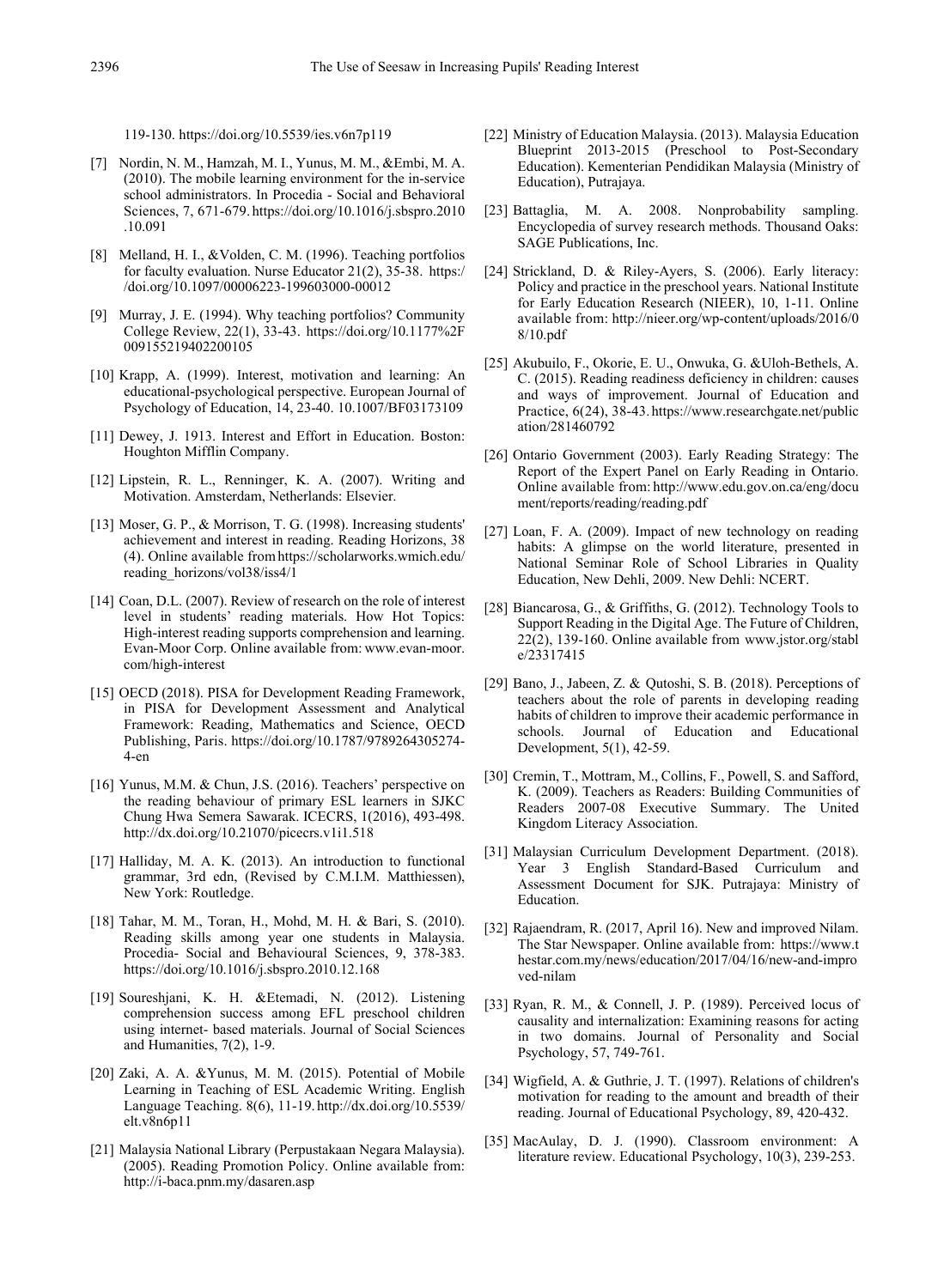119-130. https://doi.org/10.5539/ies.v6n7p119

[7] Nordin, N. M., Hamzah, M. I., Yunus, M. M., &Embi, M. A. (2010). The mobile learning environment for the in-service school administrators. In Procedia - Social and Behavioral Sciences, 7, 671-679. https://doi.org/10.1016/j.sbspro.2010.10.091

[8] Melland, H. I., &Volden, C. M. (1996). Teaching portfolios for faculty evaluation. Nurse Educator 21(2), 35-38. https://doi.org/10.1097/00006223-199603000-00012

[9] Murray, J. E. (1994). Why teaching portfolios? Community College Review, 22(1), 33-43. https://doi.org/10.1177%2F009155219402200105

[10] Krapp, A. (1999). Interest, motivation and learning: An educational-psychological perspective. European Journal of Psychology of Education, 14, 23-40. 10.1007/BF03173109

[11] Dewey, J. 1913. Interest and Effort in Education. Boston: Houghton Mifflin Company.

[12] Lipstein, R. L., Renninger, K. A. (2007). Writing and Motivation. Amsterdam, Netherlands: Elsevier.

[13] Moser, G. P., & Morrison, T. G. (1998). Increasing students' achievement and interest in reading. Reading Horizons, 38 (4). Online available from https://scholarworks.wmich.edu/reading_horizons/vol38/iss4/1

[14] Coan, D.L. (2007). Review of research on the role of interest level in students' reading materials. How Hot Topics: High-interest reading supports comprehension and learning. Evan-Moor Corp. Online available from: www.evan-moor.com/high-interest

[15] OECD (2018). PISA for Development Reading Framework, in PISA for Development Assessment and Analytical Framework: Reading, Mathematics and Science, OECD Publishing, Paris. https://doi.org/10.1787/9789264305274-4-en

[16] Yunus, M.M. & Chun, J.S. (2016). Teachers' perspective on the reading behaviour of primary ESL learners in SJKC Chung Hwa Semera Sawarak. ICECRS, 1(2016), 493-498. http://dx.doi.org/10.21070/picecrs.v1i1.518

[17] Halliday, M. A. K. (2013). An introduction to functional grammar, 3rd edn, (Revised by C.M.I.M. Matthiessen), New York: Routledge.

[18] Tahar, M. M., Toran, H., Mohd, M. H. & Bari, S. (2010). Reading skills among year one students in Malaysia. Procedia- Social and Behavioural Sciences, 9, 378-383. https://doi.org/10.1016/j.sbspro.2010.12.168

[19] Soureshjani, K. H. &Etemadi, N. (2012). Listening comprehension success among EFL preschool children using internet- based materials. Journal of Social Sciences and Humanities, 7(2), 1-9.

[20] Zaki, A. A. &Yunus, M. M. (2015). Potential of Mobile Learning in Teaching of ESL Academic Writing. English Language Teaching. 8(6), 11-19. http://dx.doi.org/10.5539/elt.v8n6p11

[21] Malaysia National Library (Perpustakaan Negara Malaysia). (2005). Reading Promotion Policy. Online available from: http://i-baca.pnm.my/dasaren.asp

[22] Ministry of Education Malaysia. (2013). Malaysia Education Blueprint 2013-2015 (Preschool to Post-Secondary Education). Kementerian Pendidikan Malaysia (Ministry of Education), Putrajaya.

[23] Battaglia, M. A. 2008. Nonprobability sampling. Encyclopedia of survey research methods. Thousand Oaks: SAGE Publications, Inc.

[24] Strickland, D. & Riley-Ayers, S. (2006). Early literacy: Policy and practice in the preschool years. National Institute for Early Education Research (NIEER), 10, 1-11. Online available from: http://nieer.org/wp-content/uploads/2016/08/10.pdf

[25] Akubuilo, F., Okorie, E. U., Onwuka, G. &Uloh-Bethels, A. C. (2015). Reading readiness deficiency in children: causes and ways of improvement. Journal of Education and Practice, 6(24), 38-43. https://www.researchgate.net/publication/281460792

[26] Ontario Government (2003). Early Reading Strategy: The Report of the Expert Panel on Early Reading in Ontario. Online available from: http://www.edu.gov.on.ca/eng/document/reports/reading/reading.pdf

[27] Loan, F. A. (2009). Impact of new technology on reading habits: A glimpse on the world literature, presented in National Seminar Role of School Libraries in Quality Education, New Dehli, 2009. New Dehli: NCERT.

[28] Biancarosa, G., & Griffiths, G. (2012). Technology Tools to Support Reading in the Digital Age. The Future of Children, 22(2), 139-160. Online available from www.jstor.org/stable/23317415

[29] Bano, J., Jabeen, Z. & Qutoshi, S. B. (2018). Perceptions of teachers about the role of parents in developing reading habits of children to improve their academic performance in schools. Journal of Education and Educational Development, 5(1), 42-59.

[30] Cremin, T., Mottram, M., Collins, F., Powell, S. and Safford, K. (2009). Teachers as Readers: Building Communities of Readers 2007-08 Executive Summary. The United Kingdom Literacy Association.

[31] Malaysian Curriculum Development Department. (2018). Year 3 English Standard-Based Curriculum and Assessment Document for SJK. Putrajaya: Ministry of Education.

[32] Rajaendram, R. (2017, April 16). New and improved Nilam. The Star Newspaper. Online available from: https://www.thestar.com.my/news/education/2017/04/16/new-and-improved-nilam

[33] Ryan, R. M., & Connell, J. P. (1989). Perceived locus of causality and internalization: Examining reasons for acting in two domains. Journal of Personality and Social Psychology, 57, 749-761.

[34] Wigfield, A. & Guthrie, J. T. (1997). Relations of children's motivation for reading to the amount and breadth of their reading. Journal of Educational Psychology, 89, 420-432.

[35] MacAulay, D. J. (1990). Classroom environment: A literature review. Educational Psychology, 10(3), 239-253.